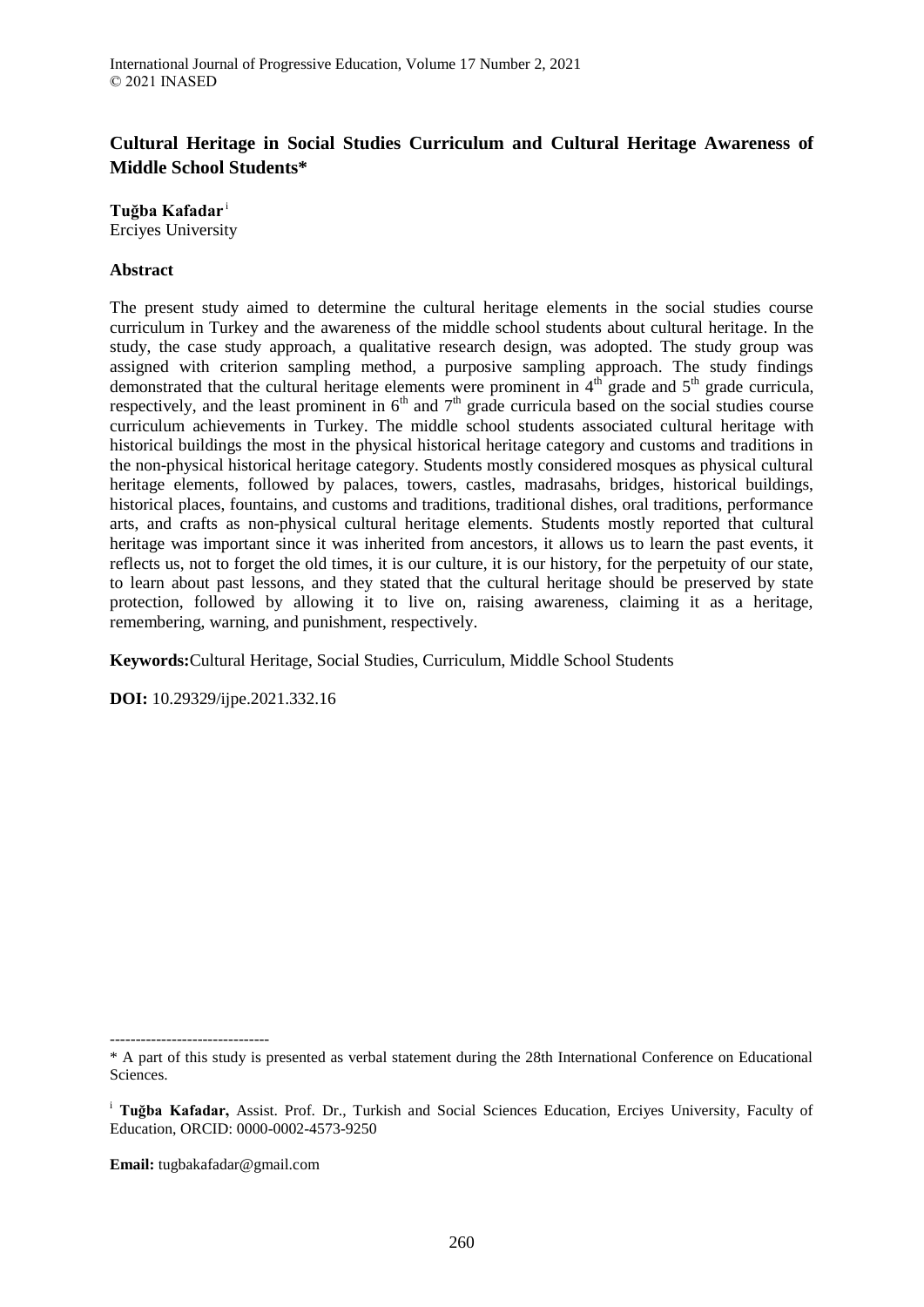# Cultural Heritage in Social Studies Curriculum and Cultural Heritage Awareness of Middle School Students*

**Tuğba Kafadar** [i]
Erciyes University

## Abstract

The present study aimed to determine the cultural heritage elements in the social studies course curriculum in Turkey and the awareness of the middle school students about cultural heritage. In the study, the case study approach, a qualitative research design, was adopted. The study group was assigned with criterion sampling method, a purposive sampling approach. The study findings demonstrated that the cultural heritage elements were prominent in 4th grade and 5th grade curricula, respectively, and the least prominent in 6th and 7th grade curricula based on the social studies course curriculum achievements in Turkey. The middle school students associated cultural heritage with historical buildings the most in the physical historical heritage category and customs and traditions in the non-physical historical heritage category. Students mostly considered mosques as physical cultural heritage elements, followed by palaces, towers, castles, madrasahs, bridges, historical buildings, historical places, fountains, and customs and traditions, traditional dishes, oral traditions, performance arts, and crafts as non-physical cultural heritage elements. Students mostly reported that cultural heritage was important since it was inherited from ancestors, it allows us to learn the past events, it reflects us, not to forget the old times, it is our culture, it is our history, for the perpetuity of our state, to learn about past lessons, and they stated that the cultural heritage should be preserved by state protection, followed by allowing it to live on, raising awareness, claiming it as a heritage, remembering, warning, and punishment, respectively.

**Keywords:** Cultural Heritage, Social Studies, Curriculum, Middle School Students

**DOI:** 10.29329/ijpe.2021.332.16

-------------------------------

\* A part of this study is presented as verbal statement during the 28th International Conference on Educational Sciences.

[i] **Tuğba Kafadar,** Assist. Prof. Dr., Turkish and Social Sciences Education, Erciyes University, Faculty of Education, ORCID: 0000-0002-4573-9250

**Email:** tugbakafadar@gmail.com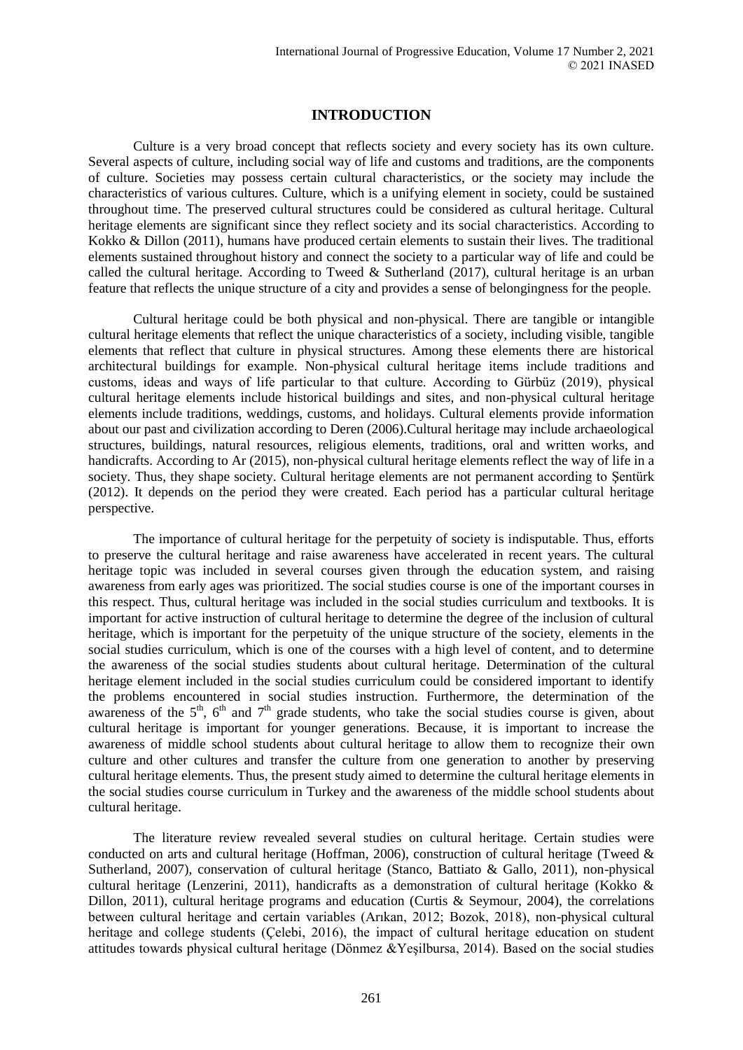## INTRODUCTION

Culture is a very broad concept that reflects society and every society has its own culture. Several aspects of culture, including social way of life and customs and traditions, are the components of culture. Societies may possess certain cultural characteristics, or the society may include the characteristics of various cultures. Culture, which is a unifying element in society, could be sustained throughout time. The preserved cultural structures could be considered as cultural heritage. Cultural heritage elements are significant since they reflect society and its social characteristics. According to Kokko & Dillon (2011), humans have produced certain elements to sustain their lives. The traditional elements sustained throughout history and connect the society to a particular way of life and could be called the cultural heritage. According to Tweed & Sutherland (2017), cultural heritage is an urban feature that reflects the unique structure of a city and provides a sense of belongingness for the people.

Cultural heritage could be both physical and non-physical. There are tangible or intangible cultural heritage elements that reflect the unique characteristics of a society, including visible, tangible elements that reflect that culture in physical structures. Among these elements there are historical architectural buildings for example. Non-physical cultural heritage items include traditions and customs, ideas and ways of life particular to that culture. According to Gürbüz (2019), physical cultural heritage elements include historical buildings and sites, and non-physical cultural heritage elements include traditions, weddings, customs, and holidays. Cultural elements provide information about our past and civilization according to Deren (2006).Cultural heritage may include archaeological structures, buildings, natural resources, religious elements, traditions, oral and written works, and handicrafts. According to Ar (2015), non-physical cultural heritage elements reflect the way of life in a society. Thus, they shape society. Cultural heritage elements are not permanent according to Şentürk (2012). It depends on the period they were created. Each period has a particular cultural heritage perspective.

The importance of cultural heritage for the perpetuity of society is indisputable. Thus, efforts to preserve the cultural heritage and raise awareness have accelerated in recent years. The cultural heritage topic was included in several courses given through the education system, and raising awareness from early ages was prioritized. The social studies course is one of the important courses in this respect. Thus, cultural heritage was included in the social studies curriculum and textbooks. It is important for active instruction of cultural heritage to determine the degree of the inclusion of cultural heritage, which is important for the perpetuity of the unique structure of the society, elements in the social studies curriculum, which is one of the courses with a high level of content, and to determine the awareness of the social studies students about cultural heritage. Determination of the cultural heritage element included in the social studies curriculum could be considered important to identify the problems encountered in social studies instruction. Furthermore, the determination of the awareness of the 5th, 6th and 7th grade students, who take the social studies course is given, about cultural heritage is important for younger generations. Because, it is important to increase the awareness of middle school students about cultural heritage to allow them to recognize their own culture and other cultures and transfer the culture from one generation to another by preserving cultural heritage elements. Thus, the present study aimed to determine the cultural heritage elements in the social studies course curriculum in Turkey and the awareness of the middle school students about cultural heritage.

The literature review revealed several studies on cultural heritage. Certain studies were conducted on arts and cultural heritage (Hoffman, 2006), construction of cultural heritage (Tweed & Sutherland, 2007), conservation of cultural heritage (Stanco, Battiato & Gallo, 2011), non-physical cultural heritage (Lenzerini, 2011), handicrafts as a demonstration of cultural heritage (Kokko & Dillon, 2011), cultural heritage programs and education (Curtis & Seymour, 2004), the correlations between cultural heritage and certain variables (Arıkan, 2012; Bozok, 2018), non-physical cultural heritage and college students (Çelebi, 2016), the impact of cultural heritage education on student attitudes towards physical cultural heritage (Dönmez &Yeşilbursa, 2014). Based on the social studies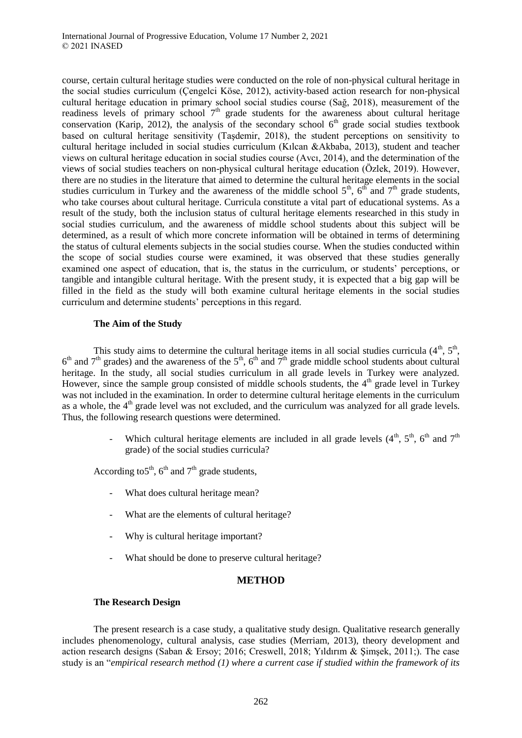course, certain cultural heritage studies were conducted on the role of non-physical cultural heritage in the social studies curriculum (Çengelci Köse, 2012), activity-based action research for non-physical cultural heritage education in primary school social studies course (Sağ, 2018), measurement of the readiness levels of primary school 7th grade students for the awareness about cultural heritage conservation (Karip, 2012), the analysis of the secondary school 6th grade social studies textbook based on cultural heritage sensitivity (Taşdemir, 2018), the student perceptions on sensitivity to cultural heritage included in social studies curriculum (Kılcan &Akbaba, 2013), student and teacher views on cultural heritage education in social studies course (Avcı, 2014), and the determination of the views of social studies teachers on non-physical cultural heritage education (Özlek, 2019). However, there are no studies in the literature that aimed to determine the cultural heritage elements in the social studies curriculum in Turkey and the awareness of the middle school 5th, 6th and 7th grade students, who take courses about cultural heritage. Curricula constitute a vital part of educational systems. As a result of the study, both the inclusion status of cultural heritage elements researched in this study in social studies curriculum, and the awareness of middle school students about this subject will be determined, as a result of which more concrete information will be obtained in terms of determining the status of cultural elements subjects in the social studies course. When the studies conducted within the scope of social studies course were examined, it was observed that these studies generally examined one aspect of education, that is, the status in the curriculum, or students' perceptions, or tangible and intangible cultural heritage. With the present study, it is expected that a big gap will be filled in the field as the study will both examine cultural heritage elements in the social studies curriculum and determine students' perceptions in this regard.

### The Aim of the Study

This study aims to determine the cultural heritage items in all social studies curricula (4th, 5th, 6th and 7th grades) and the awareness of the 5th, 6th and 7th grade middle school students about cultural heritage. In the study, all social studies curriculum in all grade levels in Turkey were analyzed. However, since the sample group consisted of middle schools students, the 4th grade level in Turkey was not included in the examination. In order to determine cultural heritage elements in the curriculum as a whole, the 4th grade level was not excluded, and the curriculum was analyzed for all grade levels. Thus, the following research questions were determined.

- Which cultural heritage elements are included in all grade levels (4th, 5th, 6th and 7th grade) of the social studies curricula?

According to5th, 6th and 7th grade students,

- What does cultural heritage mean?
- What are the elements of cultural heritage?
- Why is cultural heritage important?
- What should be done to preserve cultural heritage?

## METHOD

### The Research Design

The present research is a case study, a qualitative study design. Qualitative research generally includes phenomenology, cultural analysis, case studies (Merriam, 2013), theory development and action research designs (Saban & Ersoy; 2016; Creswell, 2018; Yıldırım & Şimşek, 2011;). The case study is an "*empirical research method (1) where a current case if studied within the framework of its*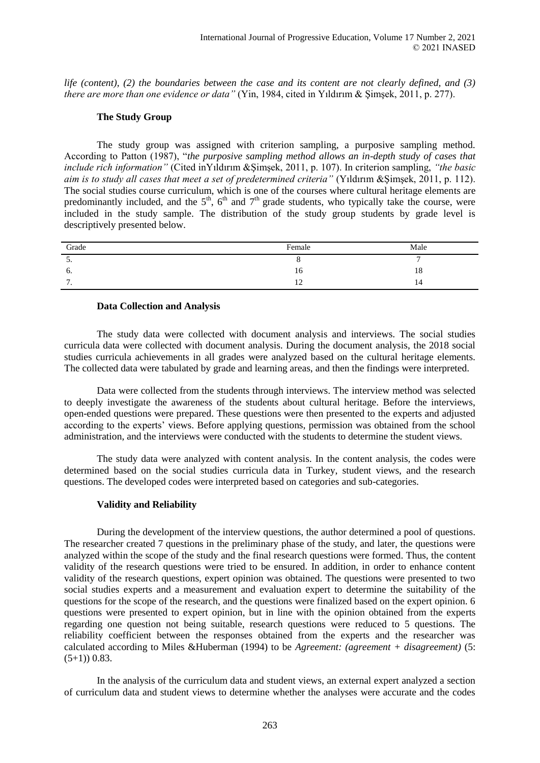*life (content), (2) the boundaries between the case and its content are not clearly defined, and (3) there are more than one evidence or data"* (Yin, 1984, cited in Yıldırım & Şimşek, 2011, p. 277).

### The Study Group

The study group was assigned with criterion sampling, a purposive sampling method. According to Patton (1987), "*the purposive sampling method allows an in-depth study of cases that include rich information"* (Cited inYıldırım &Şimşek, 2011, p. 107). In criterion sampling, *"the basic aim is to study all cases that meet a set of predetermined criteria"* (Yıldırım &Şimşek, 2011, p. 112). The social studies course curriculum, which is one of the courses where cultural heritage elements are predominantly included, and the 5th, 6th and 7th grade students, who typically take the course, were included in the study sample. The distribution of the study group students by grade level is descriptively presented below.

| Grade | Female | Male |
|---|---|---|
| 5. | 8 | 7 |
| 6. | 16 | 18 |
| 7. | 12 | 14 |

### Data Collection and Analysis

The study data were collected with document analysis and interviews. The social studies curricula data were collected with document analysis. During the document analysis, the 2018 social studies curricula achievements in all grades were analyzed based on the cultural heritage elements. The collected data were tabulated by grade and learning areas, and then the findings were interpreted.

Data were collected from the students through interviews. The interview method was selected to deeply investigate the awareness of the students about cultural heritage. Before the interviews, open-ended questions were prepared. These questions were then presented to the experts and adjusted according to the experts' views. Before applying questions, permission was obtained from the school administration, and the interviews were conducted with the students to determine the student views.

The study data were analyzed with content analysis. In the content analysis, the codes were determined based on the social studies curricula data in Turkey, student views, and the research questions. The developed codes were interpreted based on categories and sub-categories.

### Validity and Reliability

During the development of the interview questions, the author determined a pool of questions. The researcher created 7 questions in the preliminary phase of the study, and later, the questions were analyzed within the scope of the study and the final research questions were formed. Thus, the content validity of the research questions were tried to be ensured. In addition, in order to enhance content validity of the research questions, expert opinion was obtained. The questions were presented to two social studies experts and a measurement and evaluation expert to determine the suitability of the questions for the scope of the research, and the questions were finalized based on the expert opinion. 6 questions were presented to expert opinion, but in line with the opinion obtained from the experts regarding one question not being suitable, research questions were reduced to 5 questions. The reliability coefficient between the responses obtained from the experts and the researcher was calculated according to Miles &Huberman (1994) to be *Agreement: (agreement + disagreement)* (5: (5+1)) 0.83.

In the analysis of the curriculum data and student views, an external expert analyzed a section of curriculum data and student views to determine whether the analyses were accurate and the codes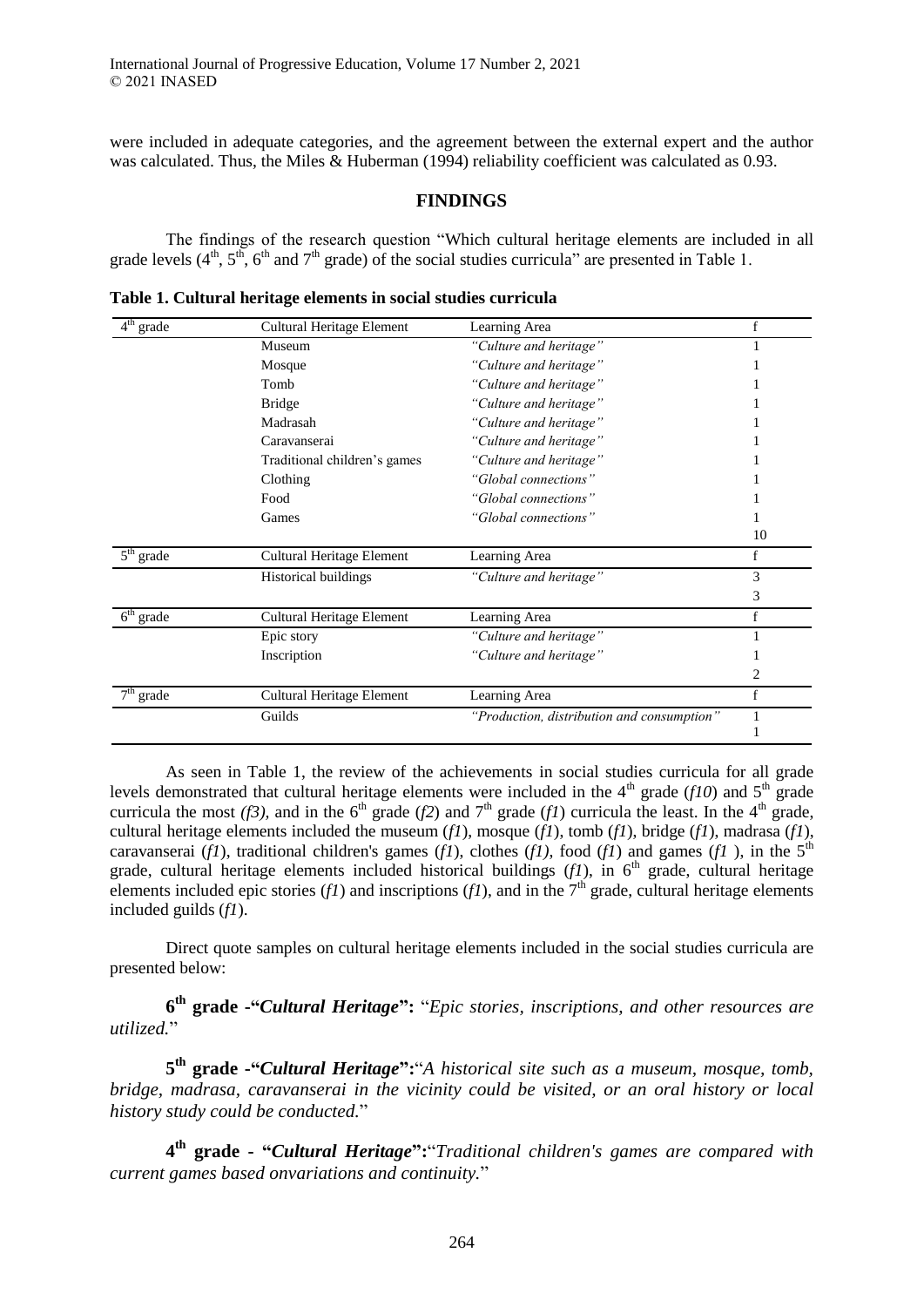were included in adequate categories, and the agreement between the external expert and the author was calculated. Thus, the Miles & Huberman (1994) reliability coefficient was calculated as 0.93.

## FINDINGS

The findings of the research question "Which cultural heritage elements are included in all grade levels (4th, 5th, 6th and 7th grade) of the social studies curricula" are presented in Table 1.

**Table 1. Cultural heritage elements in social studies curricula**

| 4th grade | Cultural Heritage Element | Learning Area | f |
|---|---|---|---|
| | Museum | *"Culture and heritage"* | 1 |
| | Mosque | *"Culture and heritage"* | 1 |
| | Tomb | *"Culture and heritage"* | 1 |
| | Bridge | *"Culture and heritage"* | 1 |
| | Madrasah | *"Culture and heritage"* | 1 |
| | Caravanserai | *"Culture and heritage"* | 1 |
| | Traditional children's games | *"Culture and heritage"* | 1 |
| | Clothing | *"Global connections"* | 1 |
| | Food | *"Global connections"* | 1 |
| | Games | *"Global connections"* | 1 |
| | | | 10 |
| **5th grade** | **Cultural Heritage Element** | **Learning Area** | **f** |
| | Historical buildings | *"Culture and heritage"* | 3 |
| | | | 3 |
| **6th grade** | **Cultural Heritage Element** | **Learning Area** | **f** |
| | Epic story | *"Culture and heritage"* | 1 |
| | Inscription | *"Culture and heritage"* | 1 |
| | | | 2 |
| **7th grade** | **Cultural Heritage Element** | **Learning Area** | **f** |
| | Guilds | *"Production, distribution and consumption"* | 1 |
| | | | 1 |

As seen in Table 1, the review of the achievements in social studies curricula for all grade levels demonstrated that cultural heritage elements were included in the 4th grade (*f10*) and 5th grade curricula the most *(f3)*, and in the 6th grade (*f2*) and 7th grade (*f1*) curricula the least. In the 4th grade, cultural heritage elements included the museum (*f1*), mosque (*f1*), tomb (*f1*), bridge (*f1*), madrasa (*f1*), caravanserai (*f1*), traditional children's games (*f1*), clothes (*f1)*, food (*f1*) and games (*f1* ), in the 5th grade, cultural heritage elements included historical buildings (*f1*), in 6th grade, cultural heritage elements included epic stories (*f1*) and inscriptions (*f1*), and in the 7th grade, cultural heritage elements included guilds (*f1*).

Direct quote samples on cultural heritage elements included in the social studies curricula are presented below:

**6th grade -"*Cultural Heritage*":** "*Epic stories, inscriptions, and other resources are utilized.*"

**5th grade -"*Cultural Heritage*":**"*A historical site such as a museum, mosque, tomb, bridge, madrasa, caravanserai in the vicinity could be visited, or an oral history or local history study could be conducted.*"

**4th grade - "*Cultural Heritage*":**"*Traditional children's games are compared with current games based onvariations and continuity.*"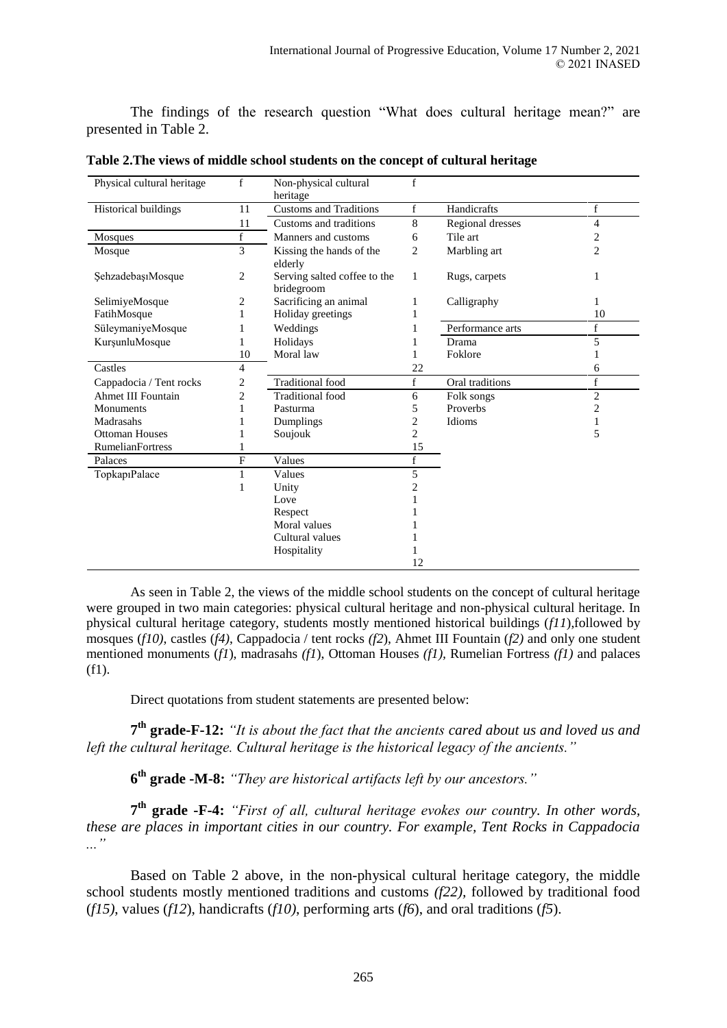The findings of the research question "What does cultural heritage mean?" are presented in Table 2.

**Table 2.The views of middle school students on the concept of cultural heritage**

| Physical cultural heritage | f | Non-physical cultural heritage | f | | |
|---|---|---|---|---|---|
| Historical buildings | 11 | Customs and Traditions | f | Handicrafts | f |
| | 11 | Customs and traditions | 8 | Regional dresses | 4 |
| Mosques | f | Manners and customs | 6 | Tile art | 2 |
| Mosque | 3 | Kissing the hands of the elderly | 2 | Marbling art | 2 |
| ŞehzadebaşıMosque | 2 | Serving salted coffee to the bridegroom | 1 | Rugs, carpets | 1 |
| SelimiyeMosque | 2 | Sacrificing an animal | 1 | Calligraphy | 1 |
| FatihMosque | 1 | Holiday greetings | 1 | | 10 |
| SüleymaniyeMosque | 1 | Weddings | 1 | Performance arts | f |
| KurşunluMosque | 1 | Holidays | 1 | Drama | 5 |
| | 10 | Moral law | 1 | Foklore | 1 |
| Castles | 4 | | 22 | | 6 |
| Cappadocia / Tent rocks | 2 | Traditional food | f | Oral traditions | f |
| Ahmet III Fountain | 2 | Traditional food | 6 | Folk songs | 2 |
| Monuments | 1 | Pasturma | 5 | Proverbs | 2 |
| Madrasahs | 1 | Dumplings | 2 | Idioms | 1 |
| Ottoman Houses | 1 | Soujouk | 2 | | 5 |
| RumelianFortress | 1 | | 15 | | |
| Palaces | F | Values | f | | |
| TopkapıPalace | 1 | Values | 5 | | |
| | 1 | Unity | 2 | | |
| | | Love | 1 | | |
| | | Respect | 1 | | |
| | | Moral values | 1 | | |
| | | Cultural values | 1 | | |
| | | Hospitality | 1 | | |
| | | | 12 | | |

As seen in Table 2, the views of the middle school students on the concept of cultural heritage were grouped in two main categories: physical cultural heritage and non-physical cultural heritage. In physical cultural heritage category, students mostly mentioned historical buildings (*f11*),followed by mosques (*f10)*, castles (*f4)*, Cappadocia / tent rocks *(f2*), Ahmet III Fountain (*f2)* and only one student mentioned monuments (*f1*), madrasahs *(f1*), Ottoman Houses *(f1),* Rumelian Fortress *(f1)* and palaces (f1).

Direct quotations from student statements are presented below:

**7th grade-F-12:** *"It is about the fact that the ancients cared about us and loved us and left the cultural heritage. Cultural heritage is the historical legacy of the ancients."*

**6th grade -M-8:** *"They are historical artifacts left by our ancestors."*

**7th grade -F-4:** *"First of all, cultural heritage evokes our country. In other words, these are places in important cities in our country. For example, Tent Rocks in Cappadocia ..."*

Based on Table 2 above, in the non-physical cultural heritage category, the middle school students mostly mentioned traditions and customs *(f22)*, followed by traditional food (*f15)*, values (*f12*), handicrafts (*f10)*, performing arts (*f6*), and oral traditions (*f5*).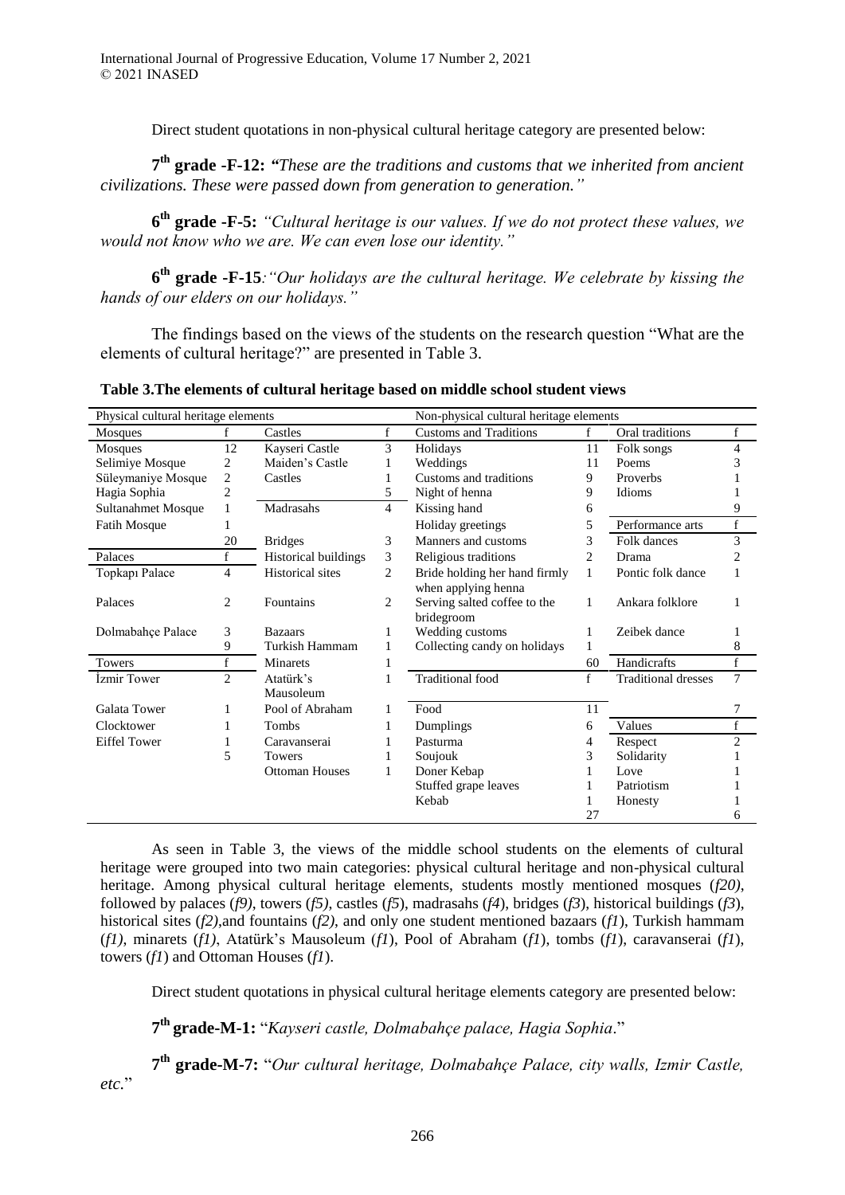Direct student quotations in non-physical cultural heritage category are presented below:

**7th grade -F-12:** *"These are the traditions and customs that we inherited from ancient civilizations. These were passed down from generation to generation."*

**6th grade -F-5:** *"Cultural heritage is our values. If we do not protect these values, we would not know who we are. We can even lose our identity."*

**6th grade -F-15**:*"Our holidays are the cultural heritage. We celebrate by kissing the hands of our elders on our holidays."*

The findings based on the views of the students on the research question "What are the elements of cultural heritage?" are presented in Table 3.

**Table 3.The elements of cultural heritage based on middle school student views**

| Physical cultural heritage elements | | | | Non-physical cultural heritage elements | | | |
|---|---|---|---|---|---|---|---|
| Mosques | f | Castles | f | Customs and Traditions | f | Oral traditions | f |
| Mosques | 12 | Kayseri Castle | 3 | Holidays | 11 | Folk songs | 4 |
| Selimiye Mosque | 2 | Maiden's Castle | 1 | Weddings | 11 | Poems | 3 |
| Süleymaniye Mosque | 2 | Castles | 1 | Customs and traditions | 9 | Proverbs | 1 |
| Hagia Sophia | 2 | | 5 | Night of henna | 9 | Idioms | 1 |
| Sultanahmet Mosque | 1 | Madrasahs | 4 | Kissing hand | 6 | | 9 |
| Fatih Mosque | 1 | | | Holiday greetings | 5 | Performance arts | f |
| | 20 | Bridges | 3 | Manners and customs | 3 | Folk dances | 3 |
| Palaces | f | Historical buildings | 3 | Religious traditions | 2 | Drama | 2 |
| Topkapı Palace | 4 | Historical sites | 2 | Bride holding her hand firmly when applying henna | 1 | Pontic folk dance | 1 |
| Palaces | 2 | Fountains | 2 | Serving salted coffee to the bridegroom | 1 | Ankara folklore | 1 |
| Dolmabahçe Palace | 3 | Bazaars | 1 | Wedding customs | 1 | Zeibek dance | 1 |
| | 9 | Turkish Hammam | 1 | Collecting candy on holidays | 1 | | 8 |
| Towers | f | Minarets | 1 | | 60 | Handicrafts | f |
| İzmir Tower | 2 | Atatürk's Mausoleum | 1 | Traditional food | f | Traditional dresses | 7 |
| Galata Tower | 1 | Pool of Abraham | 1 | Food | 11 | | 7 |
| Clocktower | 1 | Tombs | 1 | Dumplings | 6 | Values | f |
| Eiffel Tower | 1 | Caravanserai | 1 | Pasturma | 4 | Respect | 2 |
| | 5 | Towers | 1 | Soujouk | 3 | Solidarity | 1 |
| | | Ottoman Houses | 1 | Doner Kebap | 1 | Love | 1 |
| | | | | Stuffed grape leaves | 1 | Patriotism | 1 |
| | | | | Kebab | 1 | Honesty | 1 |
| | | | | | 27 | | 6 |

As seen in Table 3, the views of the middle school students on the elements of cultural heritage were grouped into two main categories: physical cultural heritage and non-physical cultural heritage. Among physical cultural heritage elements, students mostly mentioned mosques (*f20)*, followed by palaces (*f9)*, towers (*f5),* castles (*f5*), madrasahs (*f4*), bridges (*f3*), historical buildings (*f3*), historical sites (*f2),*and fountains (*f2),* and only one student mentioned bazaars (*f1*), Turkish hammam (*f1),* minarets (*f1)*, Atatürk's Mausoleum (*f1*), Pool of Abraham (*f1*), tombs (*f1*), caravanserai (*f1*), towers (*f1*) and Ottoman Houses (*f1*).

Direct student quotations in physical cultural heritage elements category are presented below:

**7th grade-M-1:** "*Kayseri castle, Dolmabahçe palace, Hagia Sophia*."

**7th grade-M-7:** "*Our cultural heritage, Dolmabahçe Palace, city walls, Izmir Castle, etc.*"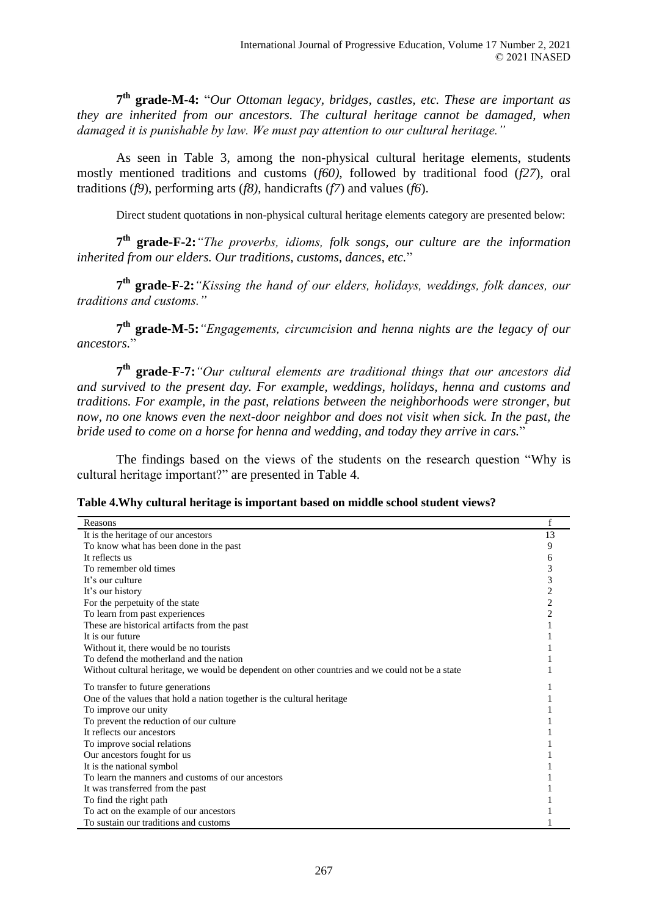**7th grade-M-4:** "*Our Ottoman legacy, bridges, castles, etc. These are important as they are inherited from our ancestors. The cultural heritage cannot be damaged, when damaged it is punishable by law. We must pay attention to our cultural heritage."*

As seen in Table 3, among the non-physical cultural heritage elements, students mostly mentioned traditions and customs (*f60)*, followed by traditional food (*f27*), oral traditions (*f9*), performing arts (*f8)*, handicrafts (*f7*) and values (*f6*).

Direct student quotations in non-physical cultural heritage elements category are presented below:

**7th grade-F-2:***"The proverbs, idioms, folk songs, our culture are the information inherited from our elders. Our traditions, customs, dances, etc.*"

**7th grade-F-2:***"Kissing the hand of our elders, holidays, weddings, folk dances, our traditions and customs."*

**7th grade-M-5:***"Engagements, circumcision and henna nights are the legacy of our ancestors.*"

**7th grade-F-7:***"Our cultural elements are traditional things that our ancestors did and survived to the present day. For example, weddings, holidays, henna and customs and traditions. For example, in the past, relations between the neighborhoods were stronger, but now, no one knows even the next-door neighbor and does not visit when sick. In the past, the bride used to come on a horse for henna and wedding, and today they arrive in cars.*"

The findings based on the views of the students on the research question "Why is cultural heritage important?" are presented in Table 4.

**Table 4.Why cultural heritage is important based on middle school student views?**

| Reasons | f |
|---|---|
| It is the heritage of our ancestors | 13 |
| To know what has been done in the past | 9 |
| It reflects us | 6 |
| To remember old times | 3 |
| It's our culture | 3 |
| It's our history | 2 |
| For the perpetuity of the state | 2 |
| To learn from past experiences | 2 |
| These are historical artifacts from the past | 1 |
| It is our future | 1 |
| Without it, there would be no tourists | 1 |
| To defend the motherland and the nation | 1 |
| Without cultural heritage, we would be dependent on other countries and we could not be a state | 1 |
| To transfer to future generations | 1 |
| One of the values that hold a nation together is the cultural heritage | 1 |
| To improve our unity | 1 |
| To prevent the reduction of our culture | 1 |
| It reflects our ancestors | 1 |
| To improve social relations | 1 |
| Our ancestors fought for us | 1 |
| It is the national symbol | 1 |
| To learn the manners and customs of our ancestors | 1 |
| It was transferred from the past | 1 |
| To find the right path | 1 |
| To act on the example of our ancestors | 1 |
| To sustain our traditions and customs | 1 |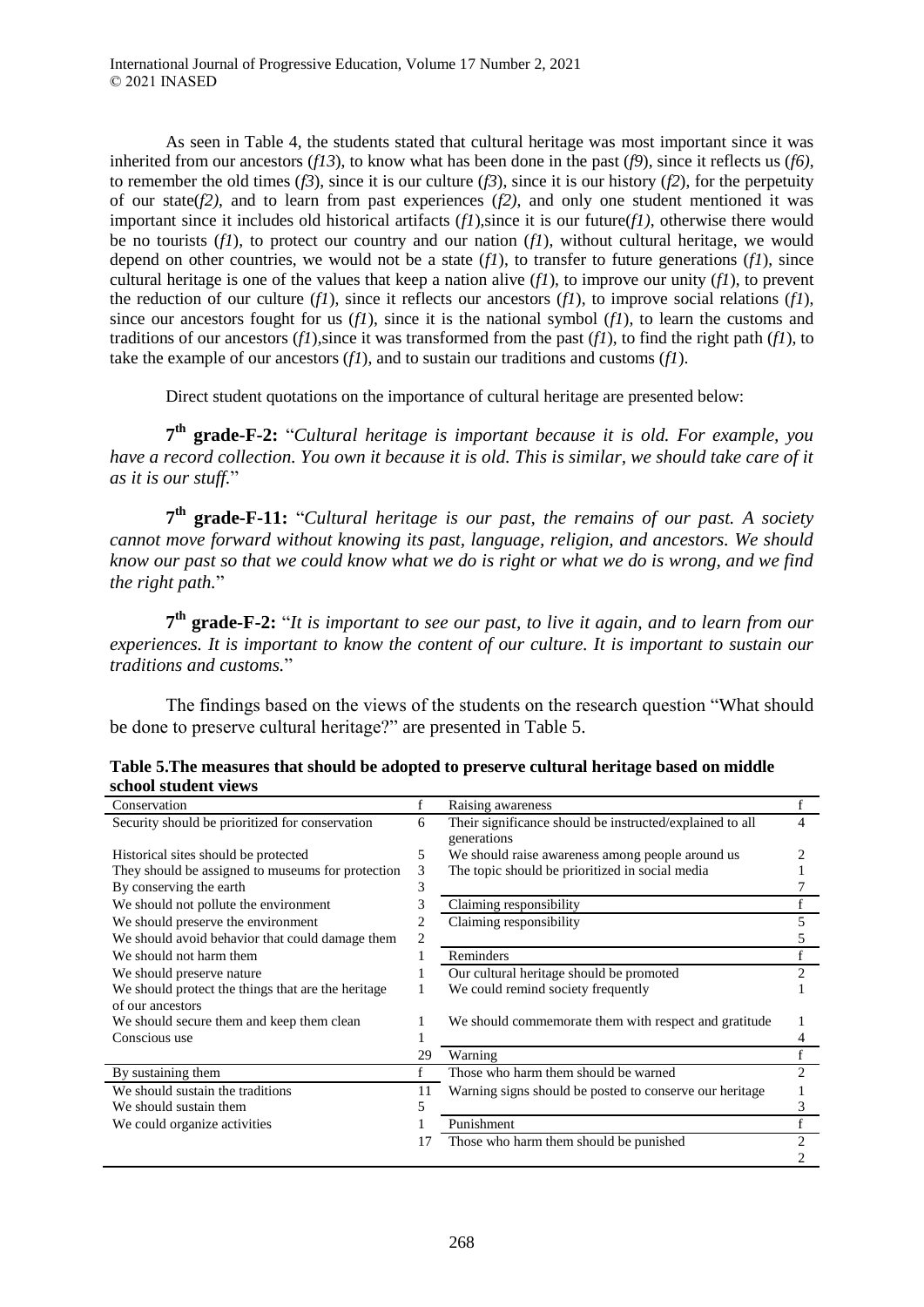As seen in Table 4, the students stated that cultural heritage was most important since it was inherited from our ancestors (*f13*), to know what has been done in the past (*f9*), since it reflects us (*f6),* to remember the old times (*f3*), since it is our culture (*f3*), since it is our history (*f2*), for the perpetuity of our state(*f2),* and to learn from past experiences (*f2),* and only one student mentioned it was important since it includes old historical artifacts (*f1*),since it is our future(*f1),* otherwise there would be no tourists (*f1*), to protect our country and our nation (*f1*), without cultural heritage, we would depend on other countries, we would not be a state (*f1*), to transfer to future generations (*f1*), since cultural heritage is one of the values that keep a nation alive (*f1*), to improve our unity (*f1*), to prevent the reduction of our culture (*f1*), since it reflects our ancestors (*f1*), to improve social relations (*f1*), since our ancestors fought for us (*f1*), since it is the national symbol (*f1*), to learn the customs and traditions of our ancestors (*f1*),since it was transformed from the past (*f1*), to find the right path (*f1*), to take the example of our ancestors (*f1*), and to sustain our traditions and customs (*f1*).

Direct student quotations on the importance of cultural heritage are presented below:

**7th grade-F-2:** "*Cultural heritage is important because it is old. For example, you have a record collection. You own it because it is old. This is similar, we should take care of it as it is our stuff.*"

**7th grade-F-11:** "*Cultural heritage is our past, the remains of our past. A society cannot move forward without knowing its past, language, religion, and ancestors. We should know our past so that we could know what we do is right or what we do is wrong, and we find the right path.*"

**7th grade-F-2:** "*It is important to see our past, to live it again, and to learn from our experiences. It is important to know the content of our culture. It is important to sustain our traditions and customs.*"

The findings based on the views of the students on the research question "What should be done to preserve cultural heritage?" are presented in Table 5.

**Table 5.The measures that should be adopted to preserve cultural heritage based on middle school student views**

| Conservation | f | Raising awareness | f |
|---|---|---|---|
| Security should be prioritized for conservation | 6 | Their significance should be instructed/explained to all generations | 4 |
| Historical sites should be protected | 5 | We should raise awareness among people around us | 2 |
| They should be assigned to museums for protection | 3 | The topic should be prioritized in social media | 1 |
| By conserving the earth | 3 | | 7 |
| We should not pollute the environment | 3 | Claiming responsibility | f |
| We should preserve the environment | 2 | Claiming responsibility | 5 |
| We should avoid behavior that could damage them | 2 | | 5 |
| We should not harm them | 1 | Reminders | f |
| We should preserve nature | 1 | Our cultural heritage should be promoted | 2 |
| We should protect the things that are the heritage of our ancestors | 1 | We could remind society frequently | 1 |
| We should secure them and keep them clean | 1 | We should commemorate them with respect and gratitude | 1 |
| Conscious use | 1 | | 4 |
| | 29 | Warning | f |
| By sustaining them | f | Those who harm them should be warned | 2 |
| We should sustain the traditions | 11 | Warning signs should be posted to conserve our heritage | 1 |
| We should sustain them | 5 | | 3 |
| We could organize activities | 1 | Punishment | f |
| | 17 | Those who harm them should be punished | 2 |
| | | | 2 |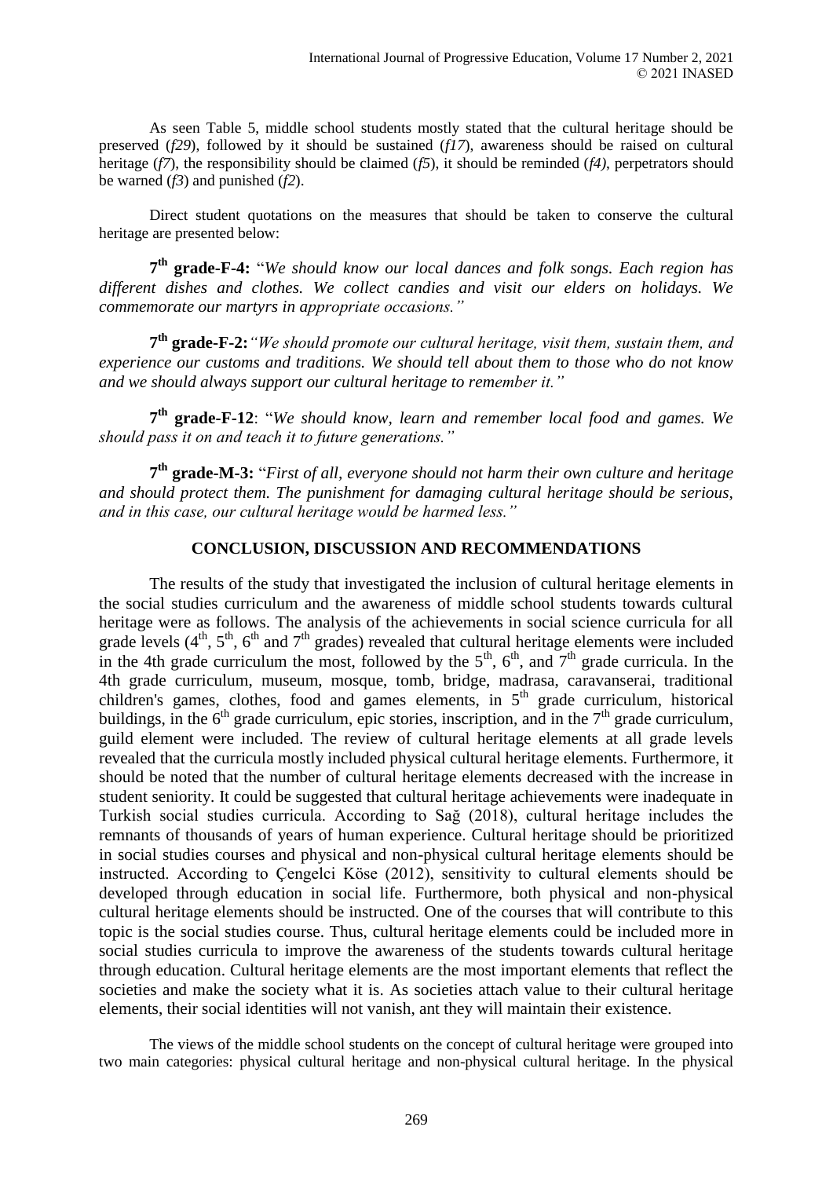As seen Table 5, middle school students mostly stated that the cultural heritage should be preserved (*f29*), followed by it should be sustained (*f17*), awareness should be raised on cultural heritage (*f7*), the responsibility should be claimed (*f5*), it should be reminded (*f4)*, perpetrators should be warned (*f3*) and punished (*f2*).

Direct student quotations on the measures that should be taken to conserve the cultural heritage are presented below:

**7th grade-F-4:** "*We should know our local dances and folk songs. Each region has different dishes and clothes. We collect candies and visit our elders on holidays. We commemorate our martyrs in appropriate occasions."*

**7th grade-F-2:** *"We should promote our cultural heritage, visit them, sustain them, and experience our customs and traditions. We should tell about them to those who do not know and we should always support our cultural heritage to remember it."*

**7th grade-F-12**: "*We should know, learn and remember local food and games. We should pass it on and teach it to future generations."*

**7th grade-M-3:** "*First of all, everyone should not harm their own culture and heritage and should protect them. The punishment for damaging cultural heritage should be serious, and in this case, our cultural heritage would be harmed less."*

## CONCLUSION, DISCUSSION AND RECOMMENDATIONS

The results of the study that investigated the inclusion of cultural heritage elements in the social studies curriculum and the awareness of middle school students towards cultural heritage were as follows. The analysis of the achievements in social science curricula for all grade levels (4th, 5th, 6th and 7th grades) revealed that cultural heritage elements were included in the 4th grade curriculum the most, followed by the 5th, 6th, and 7th grade curricula. In the 4th grade curriculum, museum, mosque, tomb, bridge, madrasa, caravanserai, traditional children's games, clothes, food and games elements, in 5th grade curriculum, historical buildings, in the 6th grade curriculum, epic stories, inscription, and in the 7th grade curriculum, guild element were included. The review of cultural heritage elements at all grade levels revealed that the curricula mostly included physical cultural heritage elements. Furthermore, it should be noted that the number of cultural heritage elements decreased with the increase in student seniority. It could be suggested that cultural heritage achievements were inadequate in Turkish social studies curricula. According to Sağ (2018), cultural heritage includes the remnants of thousands of years of human experience. Cultural heritage should be prioritized in social studies courses and physical and non-physical cultural heritage elements should be instructed. According to Çengelci Köse (2012), sensitivity to cultural elements should be developed through education in social life. Furthermore, both physical and non-physical cultural heritage elements should be instructed. One of the courses that will contribute to this topic is the social studies course. Thus, cultural heritage elements could be included more in social studies curricula to improve the awareness of the students towards cultural heritage through education. Cultural heritage elements are the most important elements that reflect the societies and make the society what it is. As societies attach value to their cultural heritage elements, their social identities will not vanish, ant they will maintain their existence.

The views of the middle school students on the concept of cultural heritage were grouped into two main categories: physical cultural heritage and non-physical cultural heritage. In the physical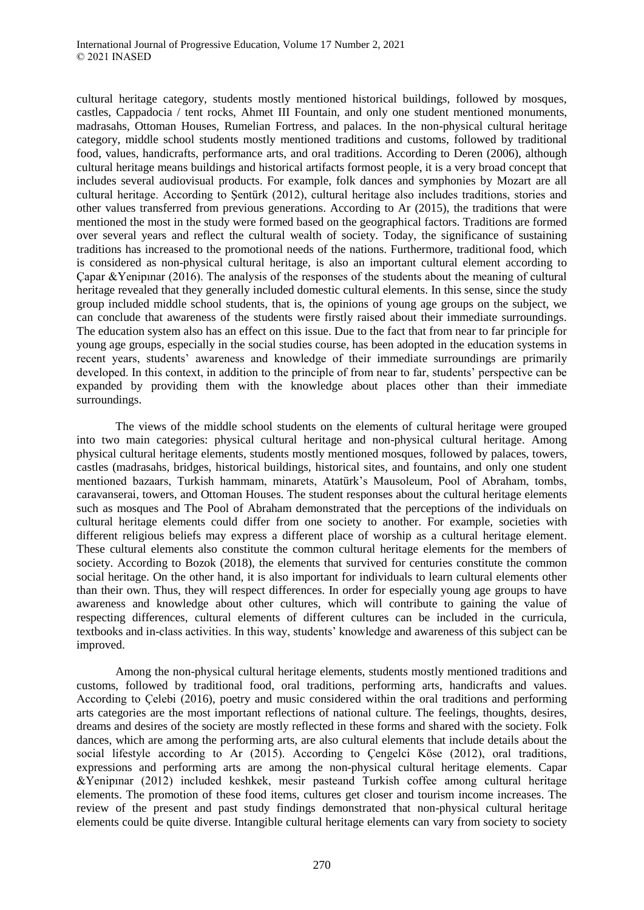cultural heritage category, students mostly mentioned historical buildings, followed by mosques, castles, Cappadocia / tent rocks, Ahmet III Fountain, and only one student mentioned monuments, madrasahs, Ottoman Houses, Rumelian Fortress, and palaces. In the non-physical cultural heritage category, middle school students mostly mentioned traditions and customs, followed by traditional food, values, handicrafts, performance arts, and oral traditions. According to Deren (2006), although cultural heritage means buildings and historical artifacts formost people, it is a very broad concept that includes several audiovisual products. For example, folk dances and symphonies by Mozart are all cultural heritage. According to Şentürk (2012), cultural heritage also includes traditions, stories and other values transferred from previous generations. According to Ar (2015), the traditions that were mentioned the most in the study were formed based on the geographical factors. Traditions are formed over several years and reflect the cultural wealth of society. Today, the significance of sustaining traditions has increased to the promotional needs of the nations. Furthermore, traditional food, which is considered as non-physical cultural heritage, is also an important cultural element according to Çapar &Yenipınar (2016). The analysis of the responses of the students about the meaning of cultural heritage revealed that they generally included domestic cultural elements. In this sense, since the study group included middle school students, that is, the opinions of young age groups on the subject, we can conclude that awareness of the students were firstly raised about their immediate surroundings. The education system also has an effect on this issue. Due to the fact that from near to far principle for young age groups, especially in the social studies course, has been adopted in the education systems in recent years, students' awareness and knowledge of their immediate surroundings are primarily developed. In this context, in addition to the principle of from near to far, students' perspective can be expanded by providing them with the knowledge about places other than their immediate surroundings.

The views of the middle school students on the elements of cultural heritage were grouped into two main categories: physical cultural heritage and non-physical cultural heritage. Among physical cultural heritage elements, students mostly mentioned mosques, followed by palaces, towers, castles (madrasahs, bridges, historical buildings, historical sites, and fountains, and only one student mentioned bazaars, Turkish hammam, minarets, Atatürk's Mausoleum, Pool of Abraham, tombs, caravanserai, towers, and Ottoman Houses. The student responses about the cultural heritage elements such as mosques and The Pool of Abraham demonstrated that the perceptions of the individuals on cultural heritage elements could differ from one society to another. For example, societies with different religious beliefs may express a different place of worship as a cultural heritage element. These cultural elements also constitute the common cultural heritage elements for the members of society. According to Bozok (2018), the elements that survived for centuries constitute the common social heritage. On the other hand, it is also important for individuals to learn cultural elements other than their own. Thus, they will respect differences. In order for especially young age groups to have awareness and knowledge about other cultures, which will contribute to gaining the value of respecting differences, cultural elements of different cultures can be included in the curricula, textbooks and in-class activities. In this way, students' knowledge and awareness of this subject can be improved.

Among the non-physical cultural heritage elements, students mostly mentioned traditions and customs, followed by traditional food, oral traditions, performing arts, handicrafts and values. According to Çelebi (2016), poetry and music considered within the oral traditions and performing arts categories are the most important reflections of national culture. The feelings, thoughts, desires, dreams and desires of the society are mostly reflected in these forms and shared with the society. Folk dances, which are among the performing arts, are also cultural elements that include details about the social lifestyle according to Ar (2015). According to Çengelci Köse (2012), oral traditions, expressions and performing arts are among the non-physical cultural heritage elements. Capar &Yenipınar (2012) included keshkek, mesir pasteand Turkish coffee among cultural heritage elements. The promotion of these food items, cultures get closer and tourism income increases. The review of the present and past study findings demonstrated that non-physical cultural heritage elements could be quite diverse. Intangible cultural heritage elements can vary from society to society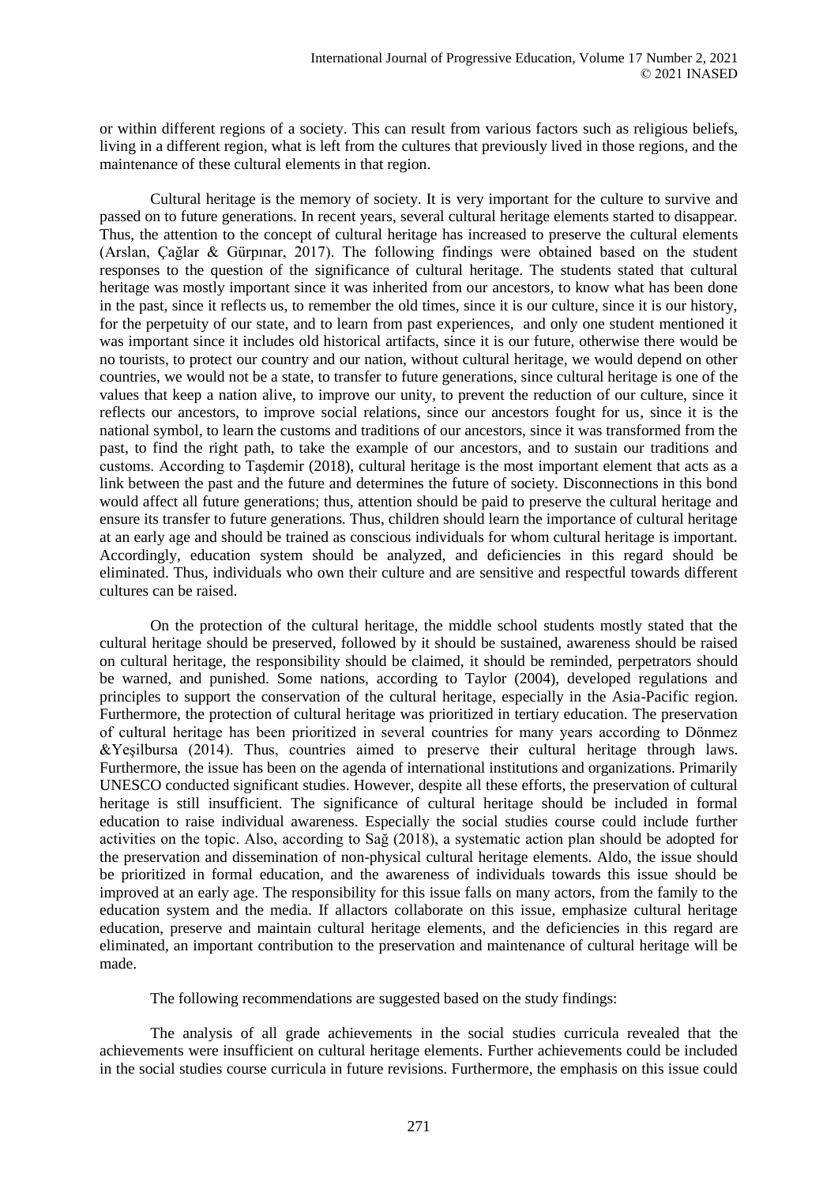or within different regions of a society. This can result from various factors such as religious beliefs, living in a different region, what is left from the cultures that previously lived in those regions, and the maintenance of these cultural elements in that region.

Cultural heritage is the memory of society. It is very important for the culture to survive and passed on to future generations. In recent years, several cultural heritage elements started to disappear. Thus, the attention to the concept of cultural heritage has increased to preserve the cultural elements (Arslan, Çağlar & Gürpınar, 2017). The following findings were obtained based on the student responses to the question of the significance of cultural heritage. The students stated that cultural heritage was mostly important since it was inherited from our ancestors, to know what has been done in the past, since it reflects us, to remember the old times, since it is our culture, since it is our history, for the perpetuity of our state, and to learn from past experiences, and only one student mentioned it was important since it includes old historical artifacts, since it is our future, otherwise there would be no tourists, to protect our country and our nation, without cultural heritage, we would depend on other countries, we would not be a state, to transfer to future generations, since cultural heritage is one of the values that keep a nation alive, to improve our unity, to prevent the reduction of our culture, since it reflects our ancestors, to improve social relations, since our ancestors fought for us, since it is the national symbol, to learn the customs and traditions of our ancestors, since it was transformed from the past, to find the right path, to take the example of our ancestors, and to sustain our traditions and customs. According to Taşdemir (2018), cultural heritage is the most important element that acts as a link between the past and the future and determines the future of society. Disconnections in this bond would affect all future generations; thus, attention should be paid to preserve the cultural heritage and ensure its transfer to future generations. Thus, children should learn the importance of cultural heritage at an early age and should be trained as conscious individuals for whom cultural heritage is important. Accordingly, education system should be analyzed, and deficiencies in this regard should be eliminated. Thus, individuals who own their culture and are sensitive and respectful towards different cultures can be raised.

On the protection of the cultural heritage, the middle school students mostly stated that the cultural heritage should be preserved, followed by it should be sustained, awareness should be raised on cultural heritage, the responsibility should be claimed, it should be reminded, perpetrators should be warned, and punished. Some nations, according to Taylor (2004), developed regulations and principles to support the conservation of the cultural heritage, especially in the Asia-Pacific region. Furthermore, the protection of cultural heritage was prioritized in tertiary education. The preservation of cultural heritage has been prioritized in several countries for many years according to Dönmez &Yeşilbursa (2014). Thus, countries aimed to preserve their cultural heritage through laws. Furthermore, the issue has been on the agenda of international institutions and organizations. Primarily UNESCO conducted significant studies. However, despite all these efforts, the preservation of cultural heritage is still insufficient. The significance of cultural heritage should be included in formal education to raise individual awareness. Especially the social studies course could include further activities on the topic. Also, according to Sağ (2018), a systematic action plan should be adopted for the preservation and dissemination of non-physical cultural heritage elements. Aldo, the issue should be prioritized in formal education, and the awareness of individuals towards this issue should be improved at an early age. The responsibility for this issue falls on many actors, from the family to the education system and the media. If allactors collaborate on this issue, emphasize cultural heritage education, preserve and maintain cultural heritage elements, and the deficiencies in this regard are eliminated, an important contribution to the preservation and maintenance of cultural heritage will be made.

The following recommendations are suggested based on the study findings:

The analysis of all grade achievements in the social studies curricula revealed that the achievements were insufficient on cultural heritage elements. Further achievements could be included in the social studies course curricula in future revisions. Furthermore, the emphasis on this issue could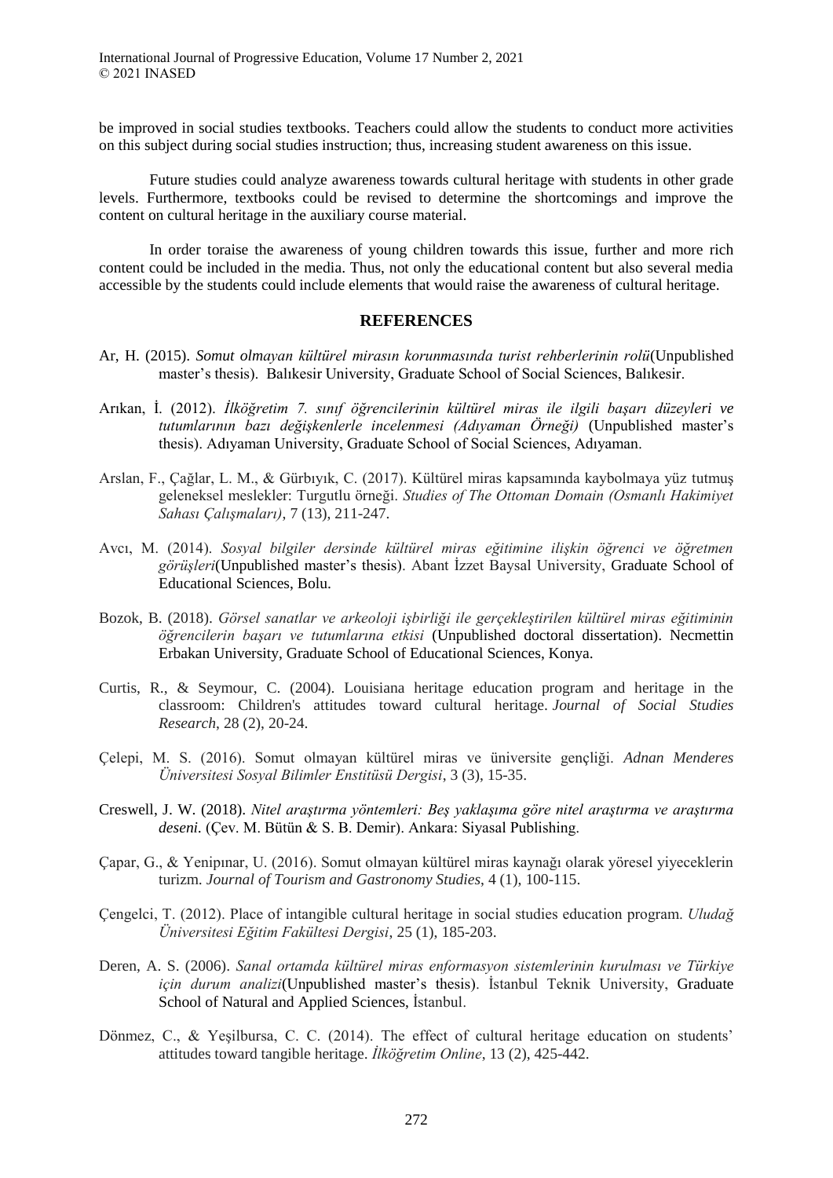be improved in social studies textbooks. Teachers could allow the students to conduct more activities on this subject during social studies instruction; thus, increasing student awareness on this issue.

Future studies could analyze awareness towards cultural heritage with students in other grade levels. Furthermore, textbooks could be revised to determine the shortcomings and improve the content on cultural heritage in the auxiliary course material.

In order toraise the awareness of young children towards this issue, further and more rich content could be included in the media. Thus, not only the educational content but also several media accessible by the students could include elements that would raise the awareness of cultural heritage.

## REFERENCES

Ar, H. (2015). *Somut olmayan kültürel mirasın korunmasında turist rehberlerinin rolü*(Unpublished master's thesis). Balıkesir University, Graduate School of Social Sciences, Balıkesir.

Arıkan, İ. (2012). *İlköğretim 7. sınıf öğrencilerinin kültürel miras ile ilgili başarı düzeyleri ve tutumlarının bazı değişkenlerle incelenmesi (Adıyaman Örneği)* (Unpublished master's thesis). Adıyaman University, Graduate School of Social Sciences, Adıyaman.

Arslan, F., Çağlar, L. M., & Gürbıyık, C. (2017). Kültürel miras kapsamında kaybolmaya yüz tutmuş geleneksel meslekler: Turgutlu örneği. *Studies of The Ottoman Domain (Osmanlı Hakimiyet Sahası Çalışmaları)*, 7 (13), 211-247.

Avcı, M. (2014). *Sosyal bilgiler dersinde kültürel miras eğitimine ilişkin öğrenci ve öğretmen görüşleri*(Unpublished master's thesis). Abant İzzet Baysal University, Graduate School of Educational Sciences, Bolu.

Bozok, B. (2018). *Görsel sanatlar ve arkeoloji işbirliği ile gerçekleştirilen kültürel miras eğitiminin öğrencilerin başarı ve tutumlarına etkisi* (Unpublished doctoral dissertation). Necmettin Erbakan University, Graduate School of Educational Sciences, Konya.

Curtis, R., & Seymour, C. (2004). Louisiana heritage education program and heritage in the classroom: Children's attitudes toward cultural heritage. *Journal of Social Studies Research*, 28 (2), 20-24.

Çelepi, M. S. (2016). Somut olmayan kültürel miras ve üniversite gençliği. *Adnan Menderes Üniversitesi Sosyal Bilimler Enstitüsü Dergisi*, 3 (3), 15-35.

Creswell, J. W. (2018). *Nitel araştırma yöntemleri: Beş yaklaşıma göre nitel araştırma ve araştırma deseni.* (Çev. M. Bütün & S. B. Demir). Ankara: Siyasal Publishing.

Çapar, G., & Yenipınar, U. (2016). Somut olmayan kültürel miras kaynağı olarak yöresel yiyeceklerin turizm. *Journal of Tourism and Gastronomy Studies*, 4 (1), 100-115.

Çengelci, T. (2012). Place of intangible cultural heritage in social studies education program. *Uludağ Üniversitesi Eğitim Fakültesi Dergisi*, 25 (1), 185-203.

Deren, A. S. (2006). *Sanal ortamda kültürel miras enformasyon sistemlerinin kurulması ve Türkiye için durum analizi*(Unpublished master's thesis). İstanbul Teknik University, Graduate School of Natural and Applied Sciences, İstanbul.

Dönmez, C., & Yeşilbursa, C. C. (2014). The effect of cultural heritage education on students' attitudes toward tangible heritage. *İlköğretim Online*, 13 (2), 425-442.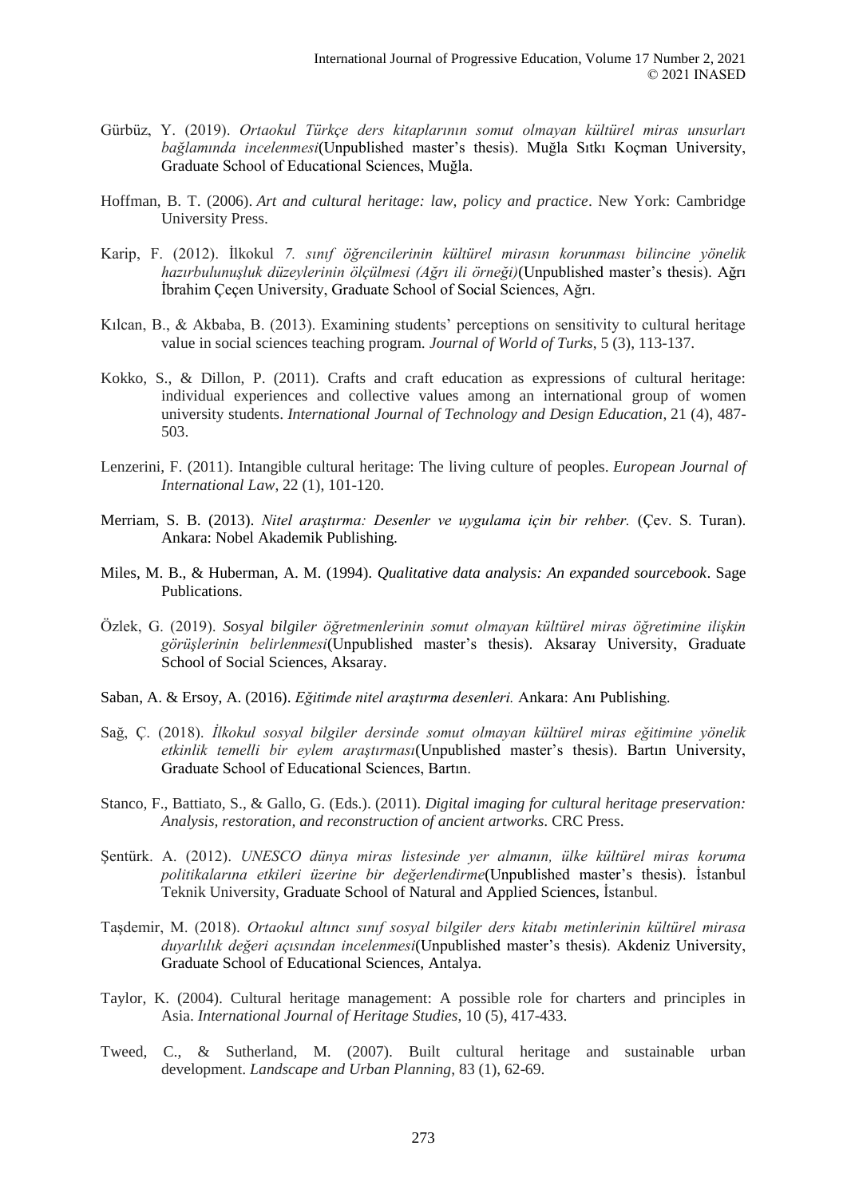Gürbüz, Y. (2019). *Ortaokul Türkçe ders kitaplarının somut olmayan kültürel miras unsurları bağlamında incelenmesi*(Unpublished master's thesis). Muğla Sıtkı Koçman University, Graduate School of Educational Sciences, Muğla.

Hoffman, B. T. (2006). *Art and cultural heritage: law, policy and practice*. New York: Cambridge University Press.

Karip, F. (2012). İlkokul *7. sınıf öğrencilerinin kültürel mirasın korunması bilincine yönelik hazırbulunuşluk düzeylerinin ölçülmesi (Ağrı ili örneği)*(Unpublished master's thesis). Ağrı İbrahim Çeçen University, Graduate School of Social Sciences, Ağrı.

Kılcan, B., & Akbaba, B. (2013). Examining students' perceptions on sensitivity to cultural heritage value in social sciences teaching program. *Journal of World of Turks*, 5 (3), 113-137.

Kokko, S., & Dillon, P. (2011). Crafts and craft education as expressions of cultural heritage: individual experiences and collective values among an international group of women university students. *International Journal of Technology and Design Education*, 21 (4), 487-503.

Lenzerini, F. (2011). Intangible cultural heritage: The living culture of peoples. *European Journal of International Law*, 22 (1), 101-120.

Merriam, S. B. (2013). *Nitel araştırma: Desenler ve uygulama için bir rehber.* (Çev. S. Turan). Ankara: Nobel Akademik Publishing.

Miles, M. B., & Huberman, A. M. (1994). *Qualitative data analysis: An expanded sourcebook*. Sage Publications.

Özlek, G. (2019). *Sosyal bilgiler öğretmenlerinin somut olmayan kültürel miras öğretimine ilişkin görüşlerinin belirlenmesi*(Unpublished master's thesis). Aksaray University, Graduate School of Social Sciences, Aksaray.

Saban, A. & Ersoy, A. (2016). *Eğitimde nitel araştırma desenleri.* Ankara: Anı Publishing.

Sağ, Ç. (2018). *İlkokul sosyal bilgiler dersinde somut olmayan kültürel miras eğitimine yönelik etkinlik temelli bir eylem araştırması*(Unpublished master's thesis). Bartın University, Graduate School of Educational Sciences, Bartın.

Stanco, F., Battiato, S., & Gallo, G. (Eds.). (2011). *Digital imaging for cultural heritage preservation: Analysis, restoration, and reconstruction of ancient artworks*. CRC Press.

Şentürk. A. (2012). *UNESCO dünya miras listesinde yer almanın, ülke kültürel miras koruma politikalarına etkileri üzerine bir değerlendirme*(Unpublished master's thesis). İstanbul Teknik University, Graduate School of Natural and Applied Sciences, İstanbul.

Taşdemir, M. (2018). *Ortaokul altıncı sınıf sosyal bilgiler ders kitabı metinlerinin kültürel mirasa duyarlılık değeri açısından incelenmesi*(Unpublished master's thesis). Akdeniz University, Graduate School of Educational Sciences, Antalya.

Taylor, K. (2004). Cultural heritage management: A possible role for charters and principles in Asia. *International Journal of Heritage Studies*, 10 (5), 417-433.

Tweed, C., & Sutherland, M. (2007). Built cultural heritage and sustainable urban development. *Landscape and Urban Planning*, 83 (1), 62-69.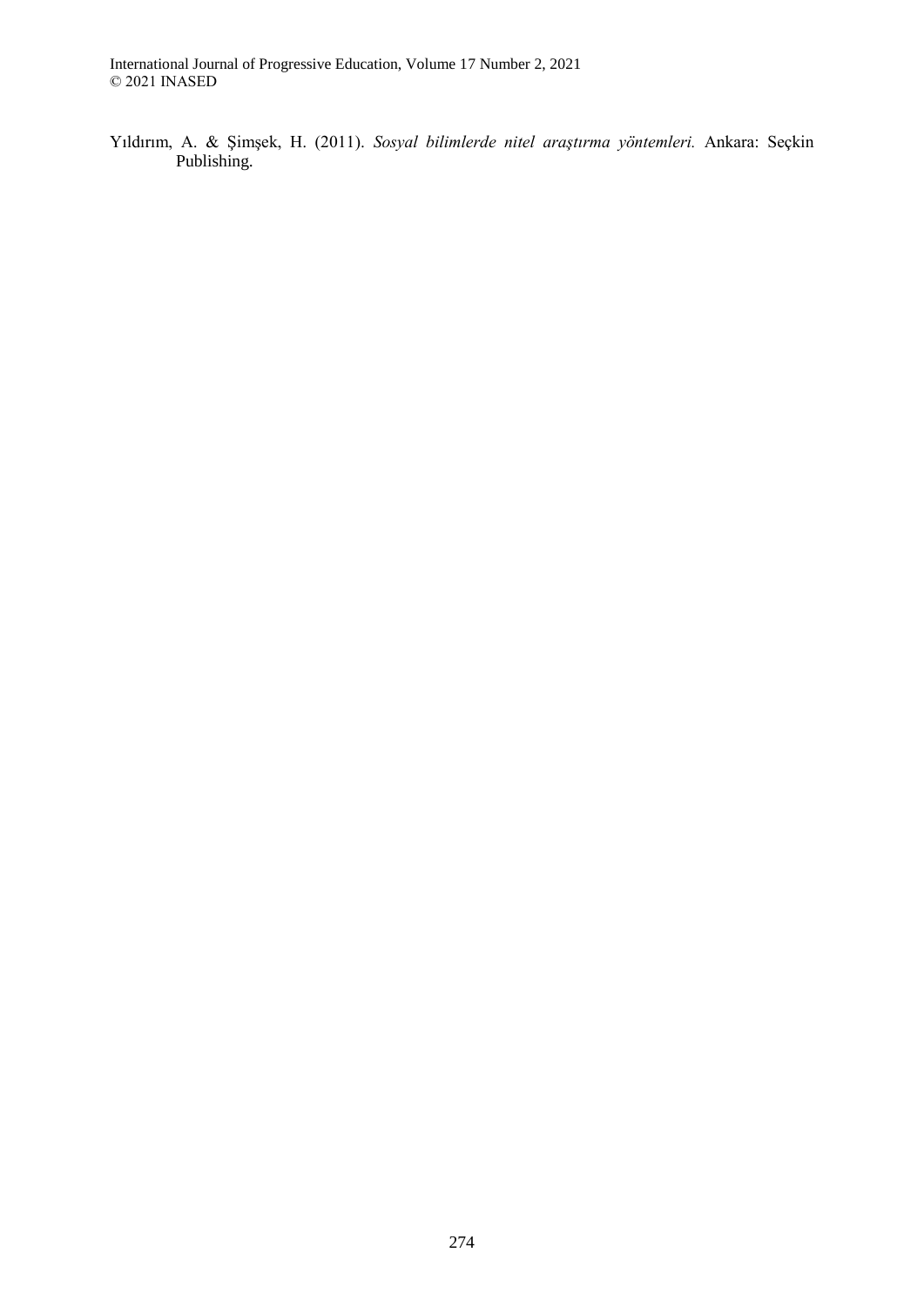Yıldırım, A. & Şimşek, H. (2011). *Sosyal bilimlerde nitel araştırma yöntemleri.* Ankara: Seçkin Publishing.